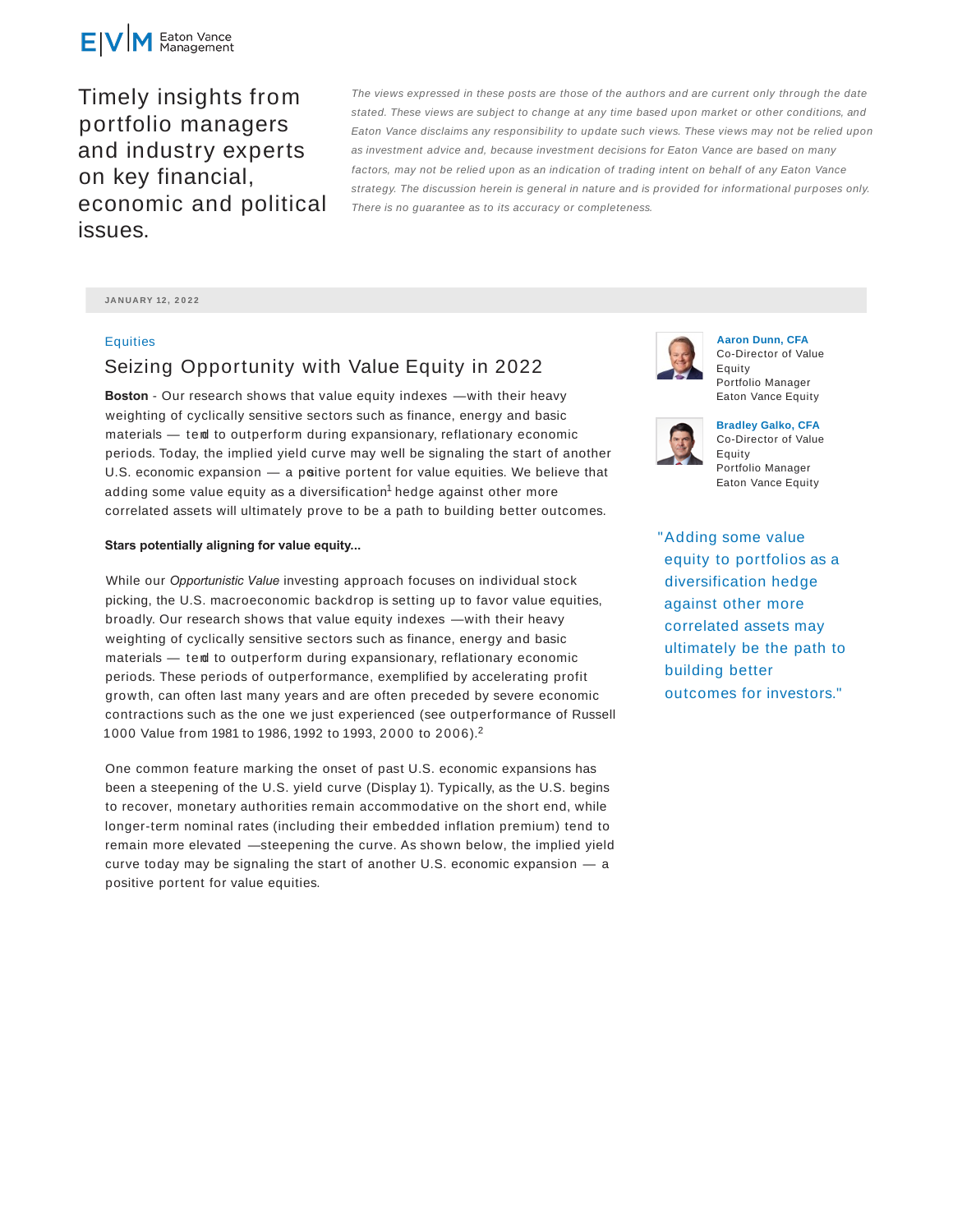Eaton Vance Management

Timely insights from portfolio managers and industry experts on key financial, economic and political issues.

*The views expressed in these posts are those of the authors and are current only through the date stated. These views are subject to change at any time based upon market or other conditions, and Eaton Vance disclaims any responsibility to update such views. These views may not be relied upon as investment advice and, because investment decisions for Eaton Vance are based on many factors, may not be relied upon as an indication of trading intent on behalf of any Eaton Vance strategy. The discussion herein is general in nature and is provided for informational purposes only. There is no guarantee as to its accuracy or completeness.*

JANUARY 12, 2022

Equities

# Seizing Opportunity with Value Equity in 2022

**Aaron Dunn, CFA**
Co-Director of Value Equity
Portfolio Manager
Eaton Vance Equity

**Bradley Galko, CFA**
Co-Director of Value Equity
Portfolio Manager
Eaton Vance Equity

**Boston** - Our research shows that value equity indexes —with their heavy weighting of cyclically sensitive sectors such as finance, energy and basic materials — tend to outperform during expansionary, reflationary economic periods. Today, the implied yield curve may well be signaling the start of another U.S. economic expansion — a positive portent for value equities. We believe that adding some value equity as a diversification[1] hedge against other more correlated assets will ultimately prove to be a path to building better outcomes.

> "Adding some value equity to portfolios as a diversification hedge against other more correlated assets may ultimately be the path to building better outcomes for investors."

**Stars potentially aligning for value equity...**

While our *Opportunistic Value* investing approach focuses on individual stock picking, the U.S. macroeconomic backdrop is setting up to favor value equities, broadly. Our research shows that value equity indexes —with their heavy weighting of cyclically sensitive sectors such as finance, energy and basic materials — tend to outperform during expansionary, reflationary economic periods. These periods of outperformance, exemplified by accelerating profit growth, can often last many years and are often preceded by severe economic contractions such as the one we just experienced (see outperformance of Russell 1000 Value from 1981 to 1986, 1992 to 1993, 2000 to 2006).[2]

One common feature marking the onset of past U.S. economic expansions has been a steepening of the U.S. yield curve (Display 1). Typically, as the U.S. begins to recover, monetary authorities remain accommodative on the short end, while longer-term nominal rates (including their embedded inflation premium) tend to remain more elevated —steepening the curve. As shown below, the implied yield curve today may be signaling the start of another U.S. economic expansion — a positive portent for value equities.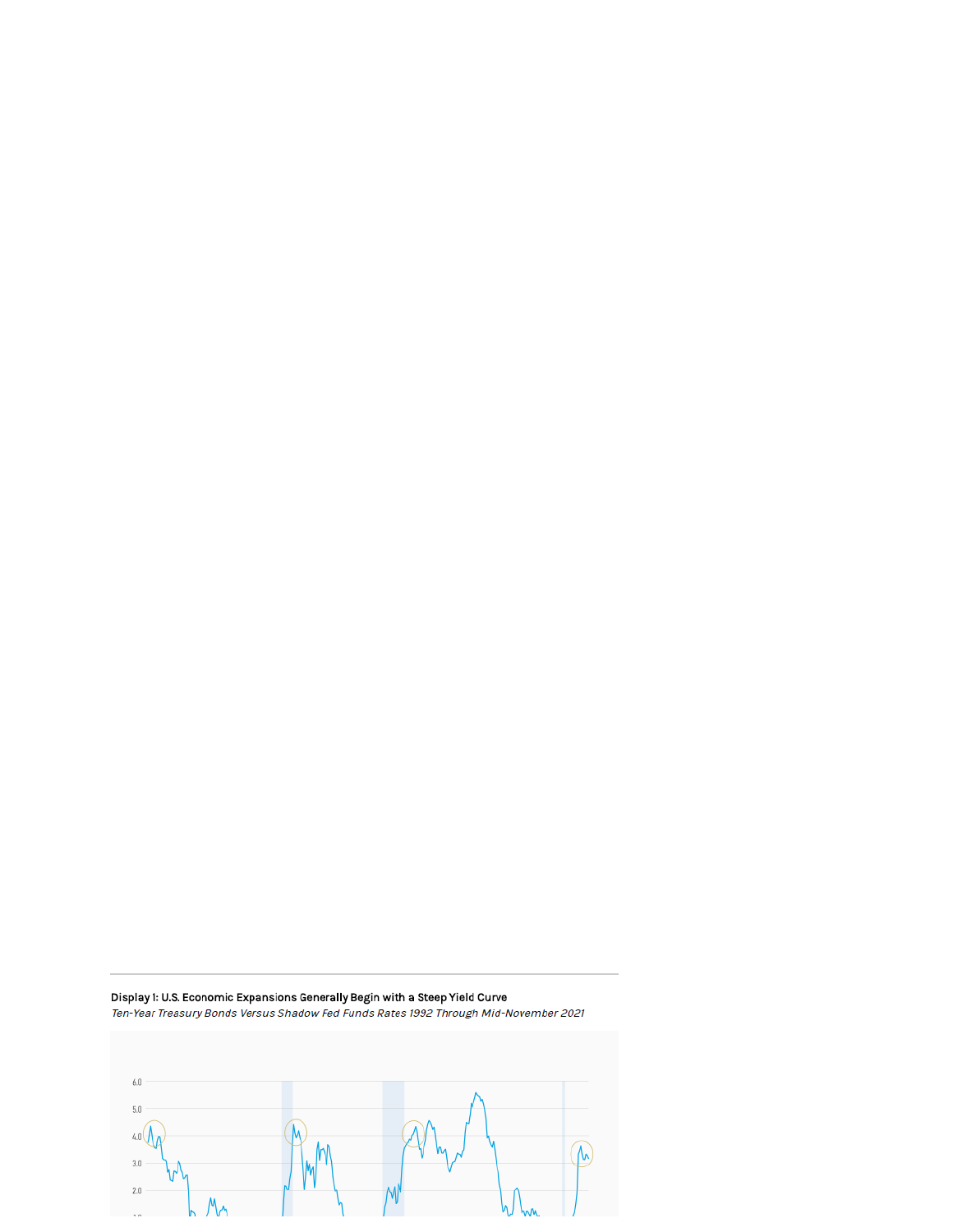**Display 1: U.S. Economic Expansions Generally Begin with a Steep Yield Curve**

*Ten-Year Treasury Bonds Versus Shadow Fed Funds Rates 1992 Through Mid-November 2021*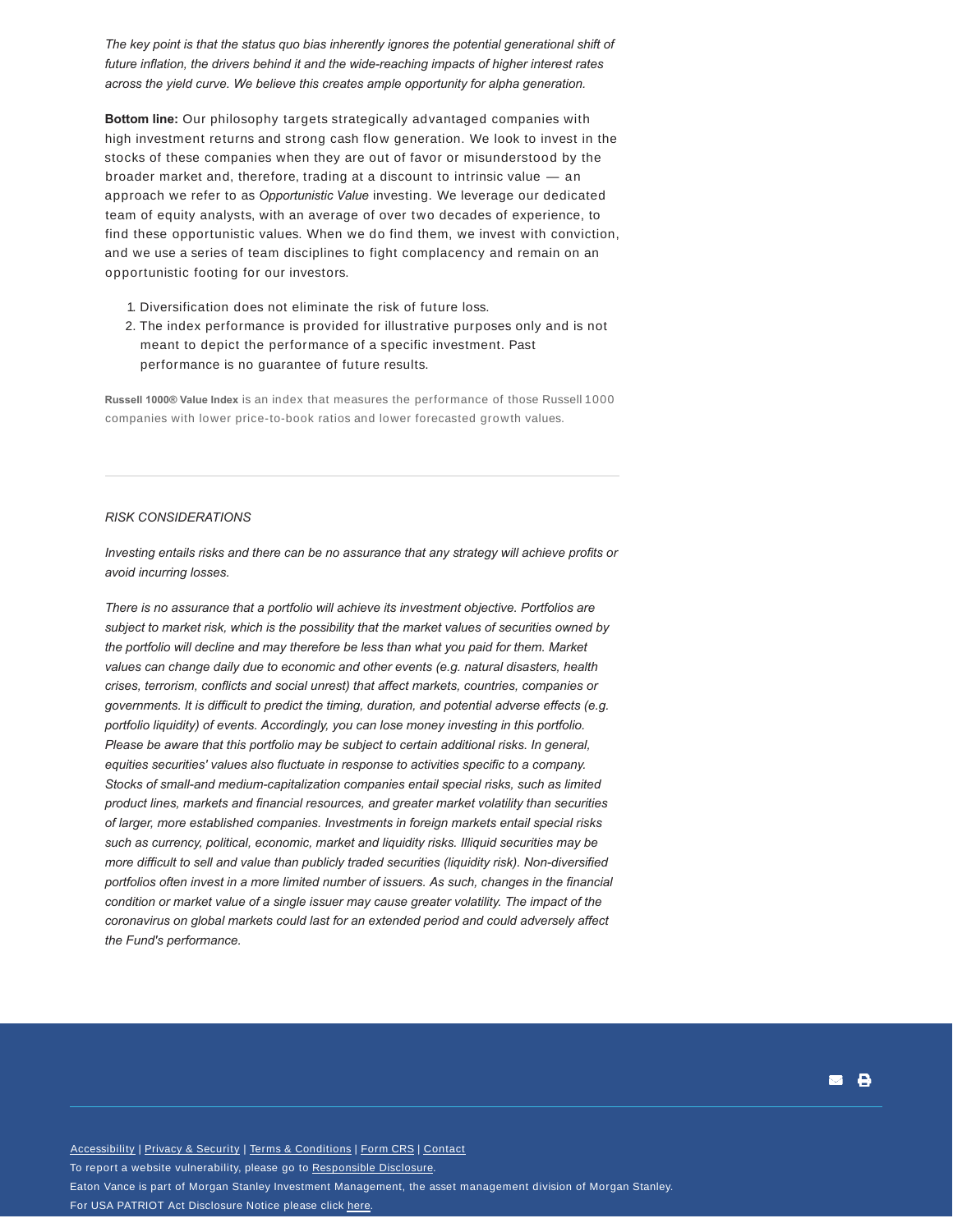*The key point is that the status quo bias inherently ignores the potential generational shift of future inflation, the drivers behind it and the wide-reaching impacts of higher interest rates across the yield curve. We believe this creates ample opportunity for alpha generation.*

**Bottom line:** Our philosophy targets strategically advantaged companies with high investment returns and strong cash flow generation. We look to invest in the stocks of these companies when they are out of favor or misunderstood by the broader market and, therefore, trading at a discount to intrinsic value — an approach we refer to as *Opportunistic Value* investing. We leverage our dedicated team of equity analysts, with an average of over two decades of experience, to find these opportunistic values. When we do find them, we invest with conviction, and we use a series of team disciplines to fight complacency and remain on an opportunistic footing for our investors.

1. Diversification does not eliminate the risk of future loss.
2. The index performance is provided for illustrative purposes only and is not meant to depict the performance of a specific investment. Past performance is no guarantee of future results.

**Russell 1000® Value Index** is an index that measures the performance of those Russell 1000 companies with lower price-to-book ratios and lower forecasted growth values.

---

*RISK CONSIDERATIONS*

*Investing entails risks and there can be no assurance that any strategy will achieve profits or avoid incurring losses.*

*There is no assurance that a portfolio will achieve its investment objective. Portfolios are subject to market risk, which is the possibility that the market values of securities owned by the portfolio will decline and may therefore be less than what you paid for them. Market values can change daily due to economic and other events (e.g. natural disasters, health crises, terrorism, conflicts and social unrest) that affect markets, countries, companies or governments. It is difficult to predict the timing, duration, and potential adverse effects (e.g. portfolio liquidity) of events. Accordingly, you can lose money investing in this portfolio. Please be aware that this portfolio may be subject to certain additional risks. In general, equities securities' values also fluctuate in response to activities specific to a company. Stocks of small-and medium-capitalization companies entail special risks, such as limited product lines, markets and financial resources, and greater market volatility than securities of larger, more established companies. Investments in foreign markets entail special risks such as currency, political, economic, market and liquidity risks. Illiquid securities may be more difficult to sell and value than publicly traded securities (liquidity risk). Non-diversified portfolios often invest in a more limited number of issuers. As such, changes in the financial condition or market value of a single issuer may cause greater volatility. The impact of the coronavirus on global markets could last for an extended period and could adversely affect the Fund's performance.*

---

Accessibility | Privacy & Security | Terms & Conditions | Form CRS | Contact

To report a website vulnerability, please go to Responsible Disclosure.

Eaton Vance is part of Morgan Stanley Investment Management, the asset management division of Morgan Stanley.

For USA PATRIOT Act Disclosure Notice please click here.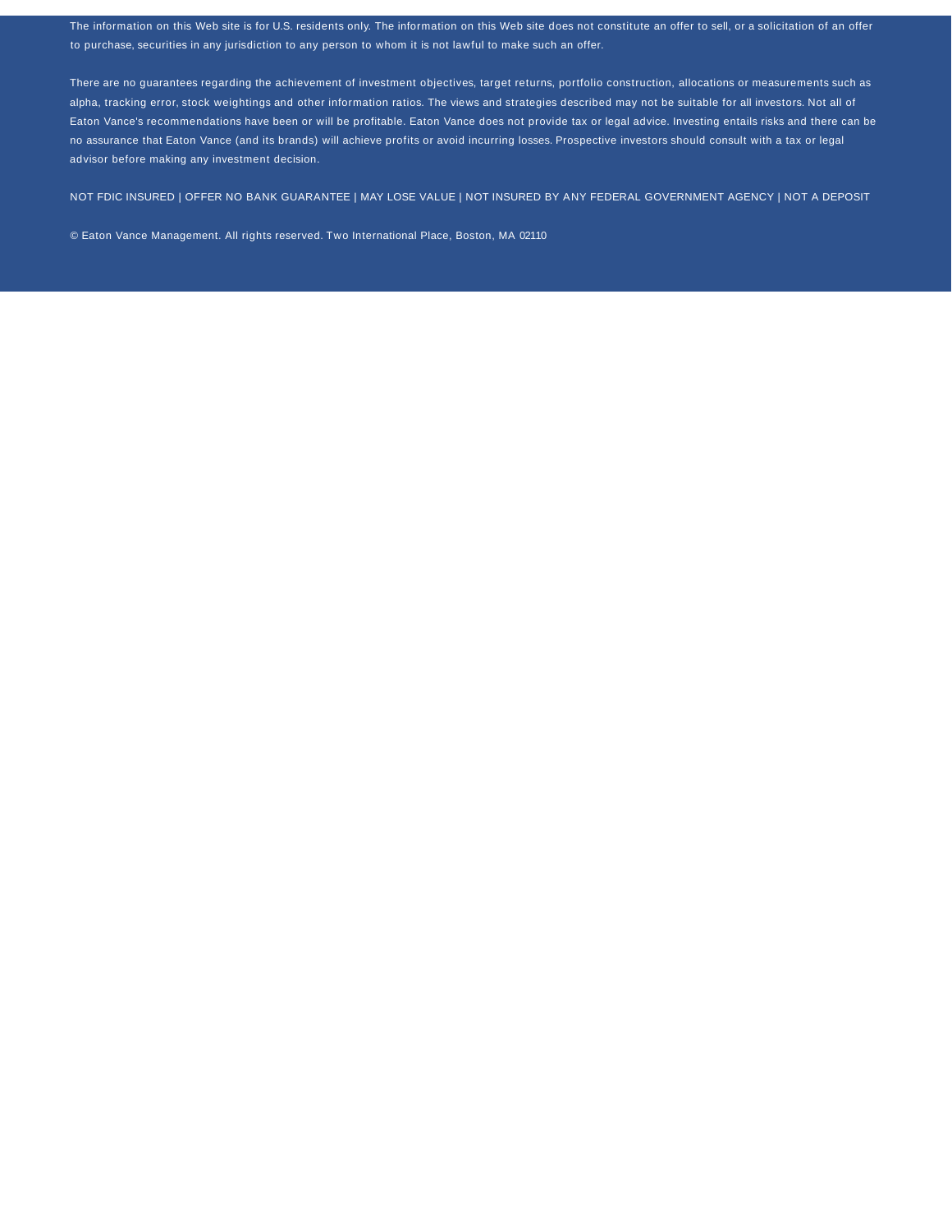The information on this Web site is for U.S. residents only. The information on this Web site does not constitute an offer to sell, or a solicitation of an offer to purchase, securities in any jurisdiction to any person to whom it is not lawful to make such an offer.

There are no guarantees regarding the achievement of investment objectives, target returns, portfolio construction, allocations or measurements such as alpha, tracking error, stock weightings and other information ratios. The views and strategies described may not be suitable for all investors. Not all of Eaton Vance's recommendations have been or will be profitable. Eaton Vance does not provide tax or legal advice. Investing entails risks and there can be no assurance that Eaton Vance (and its brands) will achieve profits or avoid incurring losses. Prospective investors should consult with a tax or legal advisor before making any investment decision.

NOT FDIC INSURED | OFFER NO BANK GUARANTEE | MAY LOSE VALUE | NOT INSURED BY ANY FEDERAL GOVERNMENT AGENCY | NOT A DEPOSIT

© Eaton Vance Management. All rights reserved. Two International Place, Boston, MA 02110